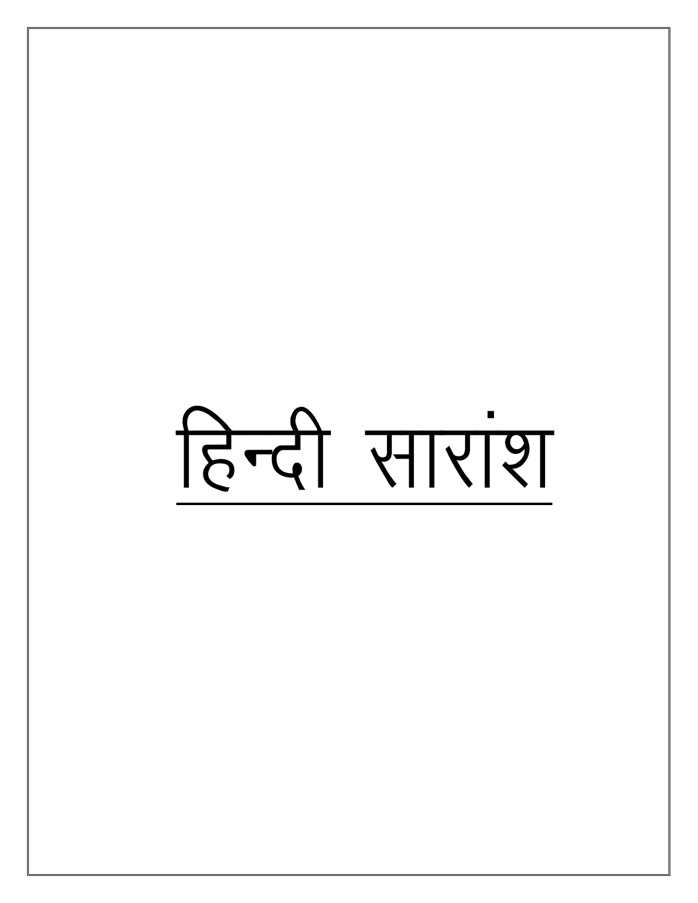# हिन्दी सारांश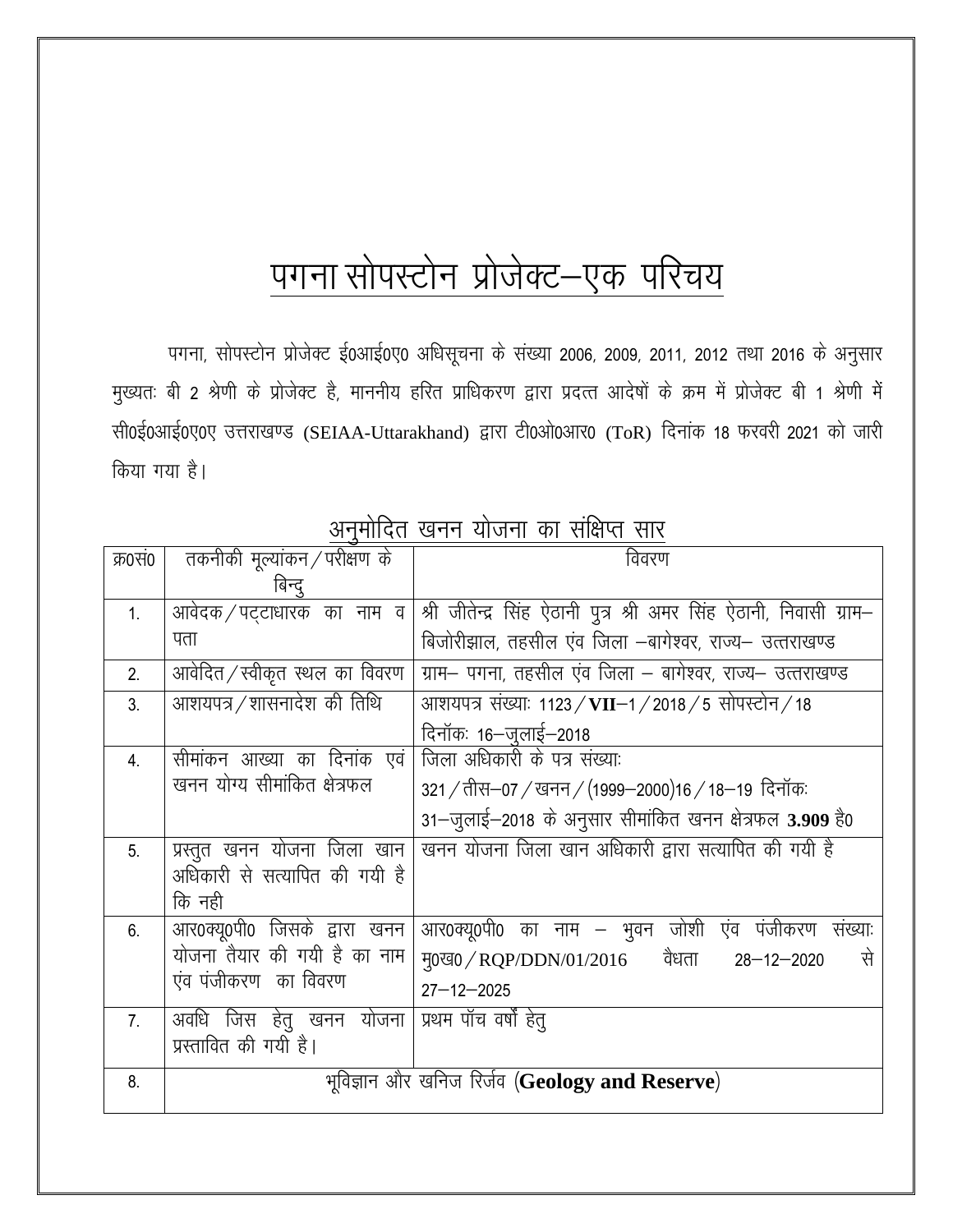# पगना सोपस्टोन प्रोजेक्ट–एक परिचय

पगना, सोपस्टोन प्रोजेक्ट ई0आई0ए0 अधिसूचना के संख्या 2006, 2009, 2011, 2012 तथा 2016 के अनुसार मुख्यतः बी 2 श्रेणी के प्रोजेक्ट है, माननीय हरित प्राधिकरण द्वारा प्रदत्त आदेषों के क्रम में प्रोजेक्ट बी 1 श्रेणी में सी0ई0आई0ए0ए उत्तराखण्ड (SEIAA-Uttarakhand) द्वारा टी0ओ0आर0 (ToR) दिनांक 18 फरवरी 2021 को जारी किया गया है।

## अनुमोदित खनन योजना का संक्षिप्त सार

| क्र0सं0 | तकनीकी मूल्यांकन / परीक्षण के बिन्दु | विवरण |
|---|---|---|
| 1. | आवेदक / पट्टाधारक का नाम व पता | श्री जीतेन्द्र सिंह ऐठानी पुत्र श्री अमर सिंह ऐठानी, निवासी ग्राम– बिजोरीझाल, तहसील एंव जिला –बागेश्वर, राज्य– उत्तराखण्ड |
| 2. | आवेदित / स्वीकृत स्थल का विवरण | ग्राम– पगना, तहसील एंव जिला – बागेश्वर, राज्य– उत्तराखण्ड |
| 3. | आशयपत्र / शासनादेश की तिथि | आशयपत्र संख्याः 1123 / **VII**–1 / 2018 / 5 सोपस्टोन / 18 दिनॉकः 16–जुलाई–2018 |
| 4. | सीमांकन आख्या का दिनांक एवं खनन योग्य सीमांकित क्षेत्रफल | जिला अधिकारी के पत्र संख्याः 321 / तीस–07 / खनन / (1999–2000)16 / 18–19 दिनॉकः 31–जुलाई–2018 के अनुसार सीमांकित खनन क्षेत्रफल **3.909** है0 |
| 5. | प्रस्तुत खनन योजना जिला खान अधिकारी से सत्यापित की गयी है कि नही | खनन योजना जिला खान अधिकारी द्वारा सत्यापित की गयी है |
| 6. | आर0क्यू0पी0 जिसके द्वारा खनन योजना तैयार की गयी है का नाम एंव पंजीकरण का विवरण | आर0क्यू0पी0 का नाम – भुवन जोशी एंव पंजीकरण संख्याः मु0ख0 / RQP/DDN/01/2016 वैधता 28–12–2020 से 27–12–2025 |
| 7. | अवधि जिस हेतु खनन योजना प्रस्तावित की गयी है। | प्रथम पॉच वर्षों हेतु |
| 8. | भूविज्ञान और खनिज रिर्जव (**Geology and Reserve**) | |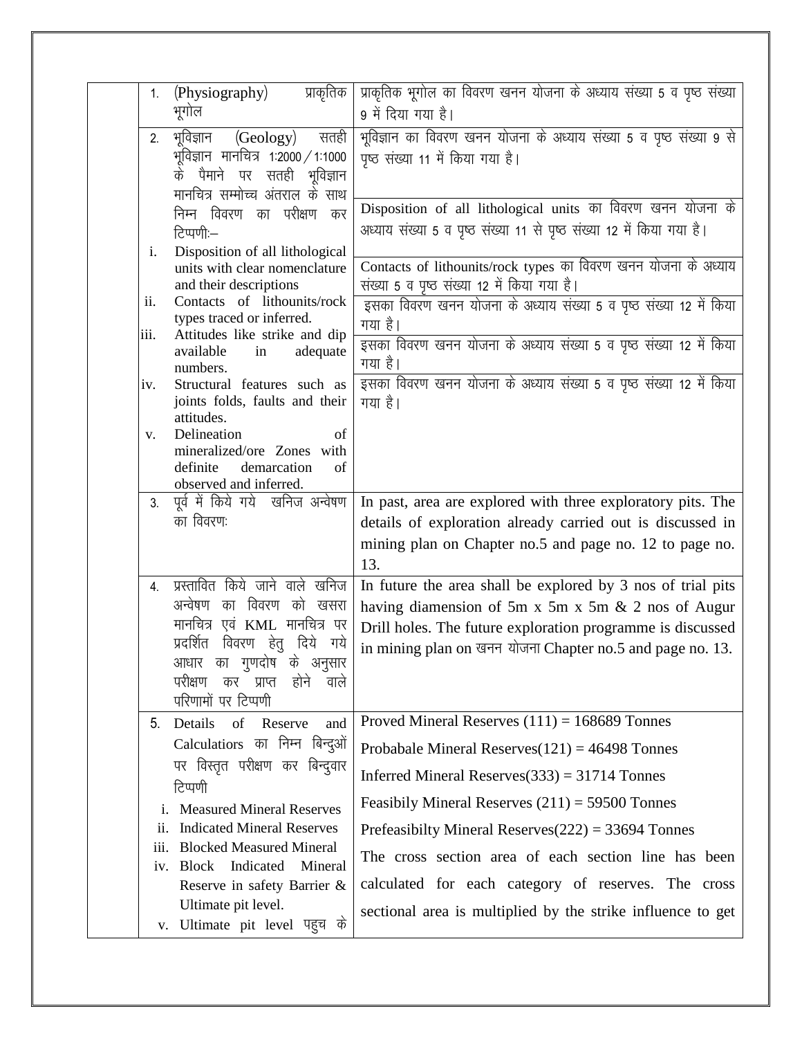| | | |
|---|---|---|
| | 1. (Physiography) प्राकृतिक भूगोल | प्राकृतिक भूगोल का विवरण खनन योजना के अध्याय संख्या 5 व पृष्ठ संख्या 9 में दिया गया है। |
| | 2. भूविज्ञान (Geology) सतही भूविज्ञान मानचित्र 1:2000 / 1:1000 के पैमाने पर सतही भूविज्ञान मानचित्र सम्मोच्च अंतराल के साथ निम्न विवरण का परीक्षण कर टिप्पणी:– | भूविज्ञान का विवरण खनन योजना के अध्याय संख्या 5 व पृष्ठ संख्या 9 से पृष्ठ संख्या 11 में किया गया है। |
| | i. Disposition of all lithological units with clear nomenclature and their descriptions | Disposition of all lithological units का विवरण खनन योजना के अध्याय संख्या 5 व पृष्ठ संख्या 11 से पृष्ठ संख्या 12 में किया गया है। |
| | ii. Contacts of lithounits/rock types traced or inferred. | Contacts of lithounits/rock types का विवरण खनन योजना के अध्याय संख्या 5 व पृष्ठ संख्या 12 में किया गया है। |
| | iii. Attitudes like strike and dip available in adequate numbers. | इसका विवरण खनन योजना के अध्याय संख्या 5 व पृष्ठ संख्या 12 में किया गया है। |
| | iv. Structural features such as joints folds, faults and their attitudes. | इसका विवरण खनन योजना के अध्याय संख्या 5 व पृष्ठ संख्या 12 में किया गया है। |
| | v. Delineation of mineralized/ore Zones with definite demarcation of observed and inferred. | इसका विवरण खनन योजना के अध्याय संख्या 5 व पृष्ठ संख्या 12 में किया गया है। |
| | 3. पूर्व में किये गये खनिज अन्वेषण का विवरण: | In past, area are explored with three exploratory pits. The details of exploration already carried out is discussed in mining plan on Chapter no.5 and page no. 12 to page no. 13. |
| | 4. प्रस्तावित किये जाने वाले खनिज अन्वेषण का विवरण को खसरा मानचित्र एवं KML मानचित्र पर प्रदर्शित विवरण हेतु दिये गये आधार का गुणदोष के अनुसार परीक्षण कर प्राप्त होने वाले परिणामों पर टिप्पणी | In future the area shall be explored by 3 nos of trial pits having diamension of 5m x 5m x 5m & 2 nos of Augur Drill holes. The future exploration programme is discussed in mining plan on खनन योजना Chapter no.5 and page no. 13. |
| | 5. Details of Reserve and Calculatiors का निम्न बिन्दुओं पर विस्तृत परीक्षण कर बिन्दुवार टिप्पणी<br>i. Measured Mineral Reserves<br>ii. Indicated Mineral Reserves<br>iii. Blocked Measured Mineral<br>iv. Block Indicated Mineral Reserve in safety Barrier & Ultimate pit level.<br>v. Ultimate pit level पहुच के | Proved Mineral Reserves (111) = 168689 Tonnes<br>Probabale Mineral Reserves(121) = 46498 Tonnes<br>Inferred Mineral Reserves(333) = 31714 Tonnes<br>Feasibily Mineral Reserves (211) = 59500 Tonnes<br>Prefeasibilty Mineral Reserves(222) = 33694 Tonnes<br>The cross section area of each section line has been calculated for each category of reserves. The cross sectional area is multiplied by the strike influence to get |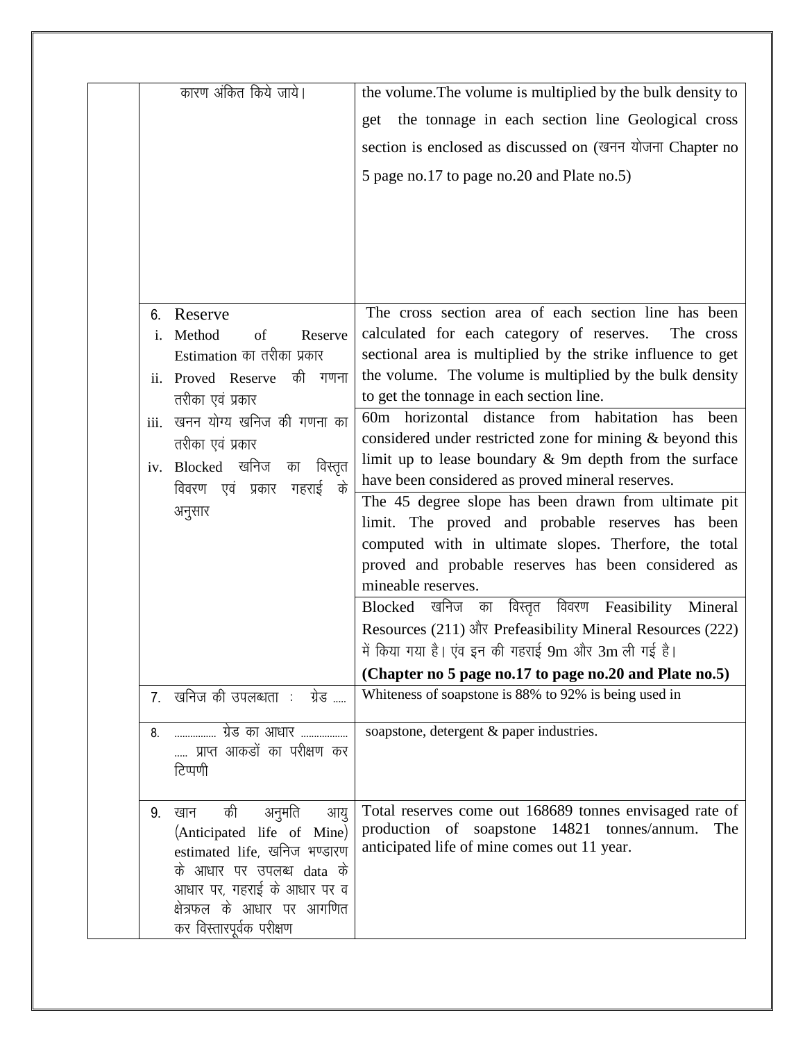|  |  |  |
|---|---|---|
|  | कारण अंकित किये जाये। | the volume.The volume is multiplied by the bulk density to get the tonnage in each section line Geological cross section is enclosed as discussed on (खनन योजना Chapter no 5 page no.17 to page no.20 and Plate no.5) |
|  | 6. Reserve<br>i. Method of Reserve Estimation का तरीका प्रकार | The cross section area of each section line has been calculated for each category of reserves. The cross sectional area is multiplied by the strike influence to get the volume. The volume is multiplied by the bulk density to get the tonnage in each section line. |
|  | ii. Proved Reserve की गणना तरीका एवं प्रकार | 60m horizontal distance from habitation has been considered under restricted zone for mining & beyond this limit up to lease boundary & 9m depth from the surface have been considered as proved mineral reserves. |
|  | iii. खनन योग्य खनिज की गणना का तरीका एवं प्रकार | The 45 degree slope has been drawn from ultimate pit limit. The proved and probable reserves has been computed with in ultimate slopes. Therfore, the total proved and probable reserves has been considered as mineable reserves. |
|  | iv. Blocked खनिज का विस्तृत विवरण एवं प्रकार गहराई के अनुसार | Blocked खनिज का विस्तृत विवरण Feasibility Mineral Resources (211) और Prefeasibility Mineral Resources (222) में किया गया है। एंव इन की गहराई 9m और 3m ली गई है।<br>**(Chapter no 5 page no.17 to page no.20 and Plate no.5)** |
|  | 7. खनिज की उपलब्धता : ग्रेड ..... | Whiteness of soapstone is 88% to 92% is being used in |
|  | 8. ................ ग्रेड का आधार ................. ..... प्राप्त आकडों का परीक्षण कर टिप्पणी | soapstone, detergent & paper industries. |
|  | 9. खान की अनुमति आयु (Anticipated life of Mine) estimated life, खनिज भण्डारण के आधार पर उपलब्ध data के आधार पर, गहराई के आधार पर व क्षेत्रफल के आधार पर आगणित कर विस्तारपूर्वक परीक्षण | Total reserves come out 168689 tonnes envisaged rate of production of soapstone 14821 tonnes/annum. The anticipated life of mine comes out 11 year. |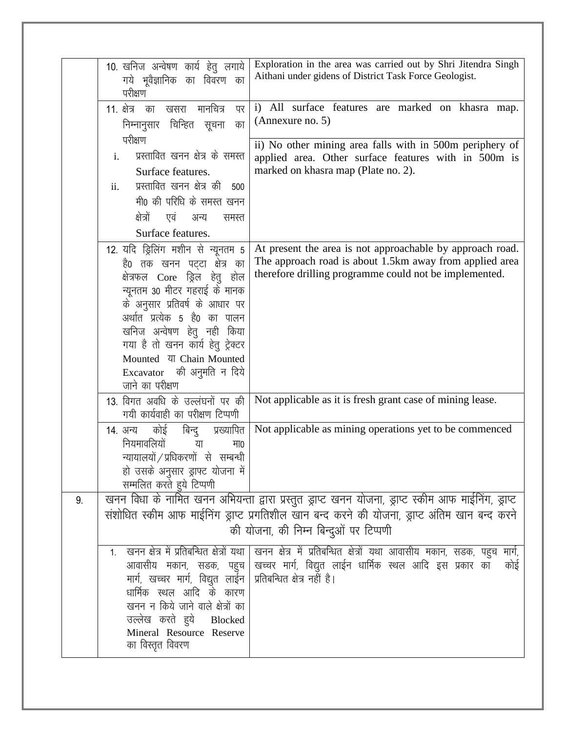| | | |
|---|---|---|
| | 10. खनिज अन्वेषण कार्य हेतु लगाये गये भूवैज्ञानिक का विवरण का परीक्षण | Exploration in the area was carried out by Shri Jitendra Singh Aithani under gidens of District Task Force Geologist. |
| | 11. क्षेत्र का खसरा मानचित्र पर निम्नानुसार चिन्हित सूचना का परीक्षण<br>i. प्रस्तावित खनन क्षेत्र के समस्त Surface features.<br>ii. प्रस्तावित खनन क्षेत्र की 500 मी0 की परिधि के समस्त खनन क्षेत्रों एवं अन्य समस्त Surface features. | i) All surface features are marked on khasra map. (Annexure no. 5)<br>ii) No other mining area falls with in 500m periphery of applied area. Other surface features with in 500m is marked on khasra map (Plate no. 2). |
| | 12. यदि ड्रिलिंग मशीन से न्यूनतम 5 है0 तक खनन पट्टा क्षेत्र का क्षेत्रफल Core ड्रिल हेतु होल न्यूनतम 30 मीटर गहराई के मानक के अनुसार प्रतिवर्ष के आधार पर अर्थात प्रत्येक 5 है0 का पालन खनिज अन्वेषण हेतु नही किया गया है तो खनन कार्य हेतु ट्रेक्टर Mounted या Chain Mounted Excavator की अनुमति न दिये जाने का परीक्षण | At present the area is not approachable by approach road. The approach road is about 1.5km away from applied area therefore drilling programme could not be implemented. |
| | 13. विगत अवधि के उल्लंघनों पर की गयी कार्यवाही का परीक्षण टिप्पणी | Not applicable as it is fresh grant case of mining lease. |
| | 14. अन्य कोई बिन्दु प्रख्यापित नियमावलियों या मा0 न्यायालयों/प्रधिकरणों से सम्बन्धी हो उसके अनुसार ड्राफ्ट योजना में सम्मलित करते हुये टिप्पणी | Not applicable as mining operations yet to be commenced |
| 9. | खनन विधा के नामित खनन अभियन्ता द्वारा प्रस्तुत ड्राप्ट खनन योजना, ड्राप्ट स्कीम आफ माईनिंग, ड्राप्ट संशोधित स्कीम आफ माईनिंग ड्राप्ट प्रगतिशील खान बन्द करने की योजना, ड्राप्ट अंतिम खान बन्द करने की योजना, की निम्न बिन्दुओं पर टिप्पणी | |
| | 1. खनन क्षेत्र में प्रतिबन्धित क्षेत्रों यथा आवासीय मकान, सडक, पहुच मार्ग, खच्चर मार्ग, विद्युत लाईन धार्मिक स्थल आदि के कारण खनन न किये जाने वाले क्षेत्रों का उल्लेख करते हुये Blocked Mineral Resource Reserve का विस्तृत विवरण | खनन क्षेत्र में प्रतिबन्धित क्षेत्रों यथा आवासीय मकान, सडक, पहुच मार्ग, खच्चर मार्ग, विद्युत लाईन धार्मिक स्थल आदि इस प्रकार का कोई प्रतिबन्धित क्षेत्र नहीं है। |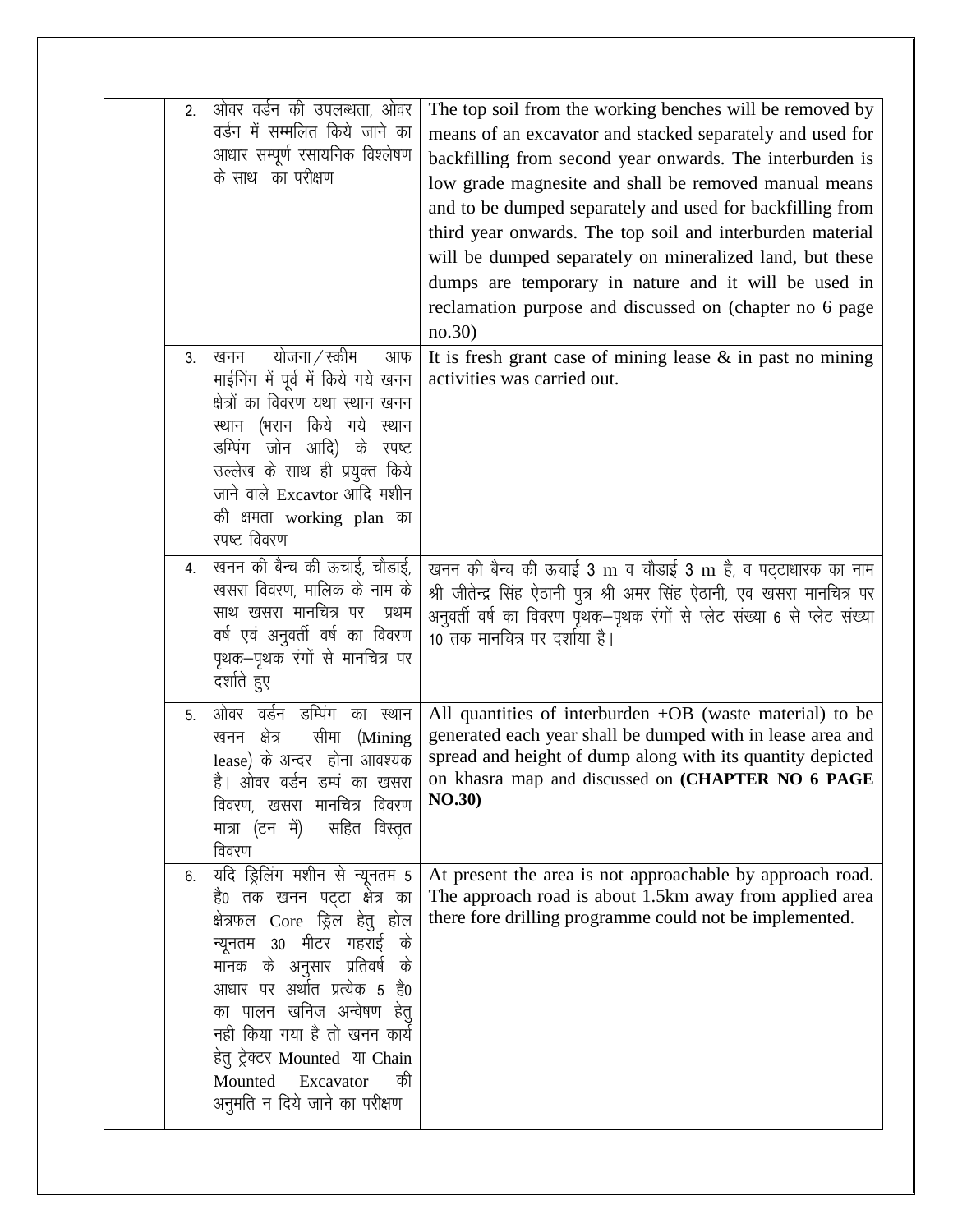| | | |
|---|---|---|
| | 2. ओवर वर्डन की उपलब्धता, ओवर वर्डन में सम्मलित किये जाने का आधार सम्पूर्ण रसायनिक विश्लेषण के साथ का परीक्षण | The top soil from the working benches will be removed by means of an excavator and stacked separately and used for backfilling from second year onwards. The interburden is low grade magnesite and shall be removed manual means and to be dumped separately and used for backfilling from third year onwards. The top soil and interburden material will be dumped separately on mineralized land, but these dumps are temporary in nature and it will be used in reclamation purpose and discussed on (chapter no 6 page no.30) |
| | 3. खनन योजना/स्कीम आफ माईनिंग में पूर्व में किये गये खनन क्षेत्रों का विवरण यथा स्थान खनन स्थान (भरान किये गये स्थान डम्पिंग जोन आदि) के स्पष्ट उल्लेख के साथ ही प्रयुक्त किये जाने वाले Excavtor आदि मशीन की क्षमता working plan का स्पष्ट विवरण | It is fresh grant case of mining lease & in past no mining activities was carried out. |
| | 4. खनन की बैन्च की ऊचाई, चौडाई, खसरा विवरण, मालिक के नाम के साथ खसरा मानचित्र पर प्रथम वर्ष एवं अनुवर्ती वर्ष का विवरण पृथक–पृथक रंगों से मानचित्र पर दर्शाते हुए | खनन की बैन्च की ऊचाई 3 m व चौडाई 3 m है, व पट्टाधारक का नाम श्री जीतेन्द्र सिंह ऐठानी पुत्र श्री अमर सिंह ऐठानी, एव खसरा मानचित्र पर अनुवर्ती वर्ष का विवरण पृथक–पृथक रंगों से प्लेट संख्या 6 से प्लेट संख्या 10 तक मानचित्र पर दर्शाया है। |
| | 5. ओवर वर्डन डम्पिंग का स्थान खनन क्षेत्र सीमा (Mining lease) के अन्दर होना आवश्यक है। ओवर वर्डन डम्पं का खसरा विवरण, खसरा मानचित्र विवरण मात्रा (टन में) सहित विस्तृत विवरण | All quantities of interburden +OB (waste material) to be generated each year shall be dumped with in lease area and spread and height of dump along with its quantity depicted on khasra map and discussed on **(CHAPTER NO 6 PAGE NO.30)** |
| | 6. यदि ड्रिलिंग मशीन से न्यूनतम 5 है0 तक खनन पट्टा क्षेत्र का क्षेत्रफल Core ड्रिल हेतु होल न्यूनतम 30 मीटर गहराई के मानक के अनुसार प्रतिवर्ष के आधार पर अर्थात प्रत्येक 5 है0 का पालन खनिज अन्वेषण हेतु नही किया गया है तो खनन कार्य हेतु ट्रेक्टर Mounted या Chain Mounted Excavator की अनुमति न दिये जाने का परीक्षण | At present the area is not approachable by approach road. The approach road is about 1.5km away from applied area there fore drilling programme could not be implemented. |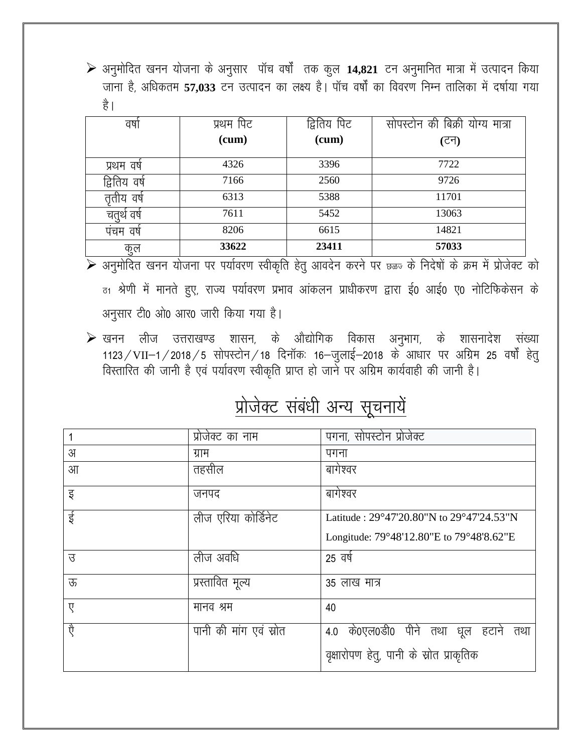- अनुमोदित खनन योजना के अनुसार पॉच वर्षों तक कुल **14,821** टन अनुमानित मात्रा में उत्पादन किया जाना है, अधिकतम **57,033** टन उत्पादन का लक्ष्य है। पॉच वर्षों का विवरण निम्न तालिका में दर्षाया गया है।

| वर्षा | प्रथम पिट **(cum)** | द्वितिय पिट **(cum)** | सोपस्टोन की बिक्री योग्य मात्रा **(टन)** |
|---|---|---|---|
| प्रथम वर्ष | 4326 | 3396 | 7722 |
| द्वितिय वर्ष | 7166 | 2560 | 9726 |
| तृतीय वर्ष | 6313 | 5388 | 11701 |
| चतुर्थ वर्ष | 7611 | 5452 | 13063 |
| पंचम वर्ष | 8206 | 6615 | 14821 |
| कुल | **33622** | **23411** | **57033** |

- अनुमोदित खनन योजना पर पर्यावरण स्वीकृति हेतु आवदेन करने पर छळ्ज के निदेषों के क्रम में प्रोजेक्ट को ठ1 श्रेणी में मानते हुए, राज्य पर्यावरण प्रभाव आंकलन प्राधीकरण द्वारा ई0 आई0 ए0 नोटिफिकेसन के अनुसार टी0 ओ0 आर0 जारी किया गया है।
- खनन लीज उत्तराखण्ड शासन, के औद्योगिक विकास अनुभाग, के शासनादेश संख्या 1123/VII–1/2018/5 सोपस्टोन/18 दिनॉकः 16–जुलाई–2018 के आधार पर अग्रिम 25 वर्षों हेतु विस्तारित की जानी है एवं पर्यावरण स्वीकृति प्राप्त हो जाने पर अग्रिम कार्यवाही की जानी है।

## प्रोजेक्ट संबंधी अन्य सूचनायें

| 1 | प्रोजेक्ट का नाम | पगना, सोपस्टोन प्रोजेक्ट |
|---|---|---|
| अ | ग्राम | पगना |
| आ | तहसील | बागेश्वर |
| इ | जनपद | बागेश्वर |
| ई | लीज एरिया कोर्डिनेट | Latitude : 29°47'20.80"N to 29°47'24.53"N<br>Longitude: 79°48'12.80"E to 79°48'8.62"E |
| उ | लीज अवधि | 25 वर्ष |
| ऊ | प्रस्तावित मूल्य | 35 लाख मात्र |
| ए | मानव श्रम | 40 |
| ऐ | पानी की मांग एवं स्रोत | 4.0 के0एल0डी0 पीने तथा धूल हटाने तथा वृक्षारोपण हेतु, पानी के स्रोत प्राकृतिक |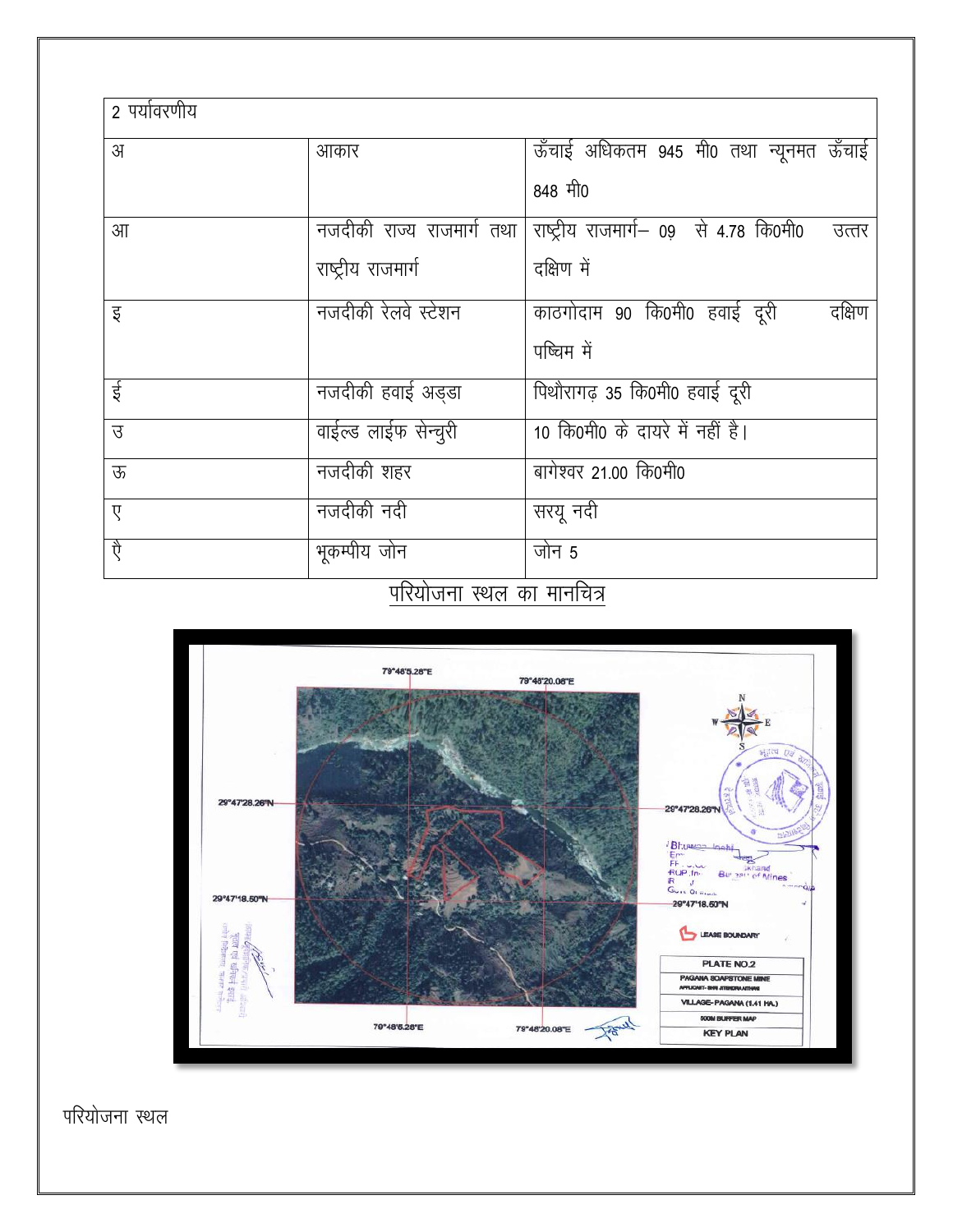| 2 पर्यावरणीय | | |
| --- | --- | --- |
| अ | आकार | ऊँचाई अधिकतम 945 मी0 तथा न्यूनमत ऊँचाई 848 मी0 |
| आ | नजदीकी राज्य राजमार्ग तथा राष्ट्रीय राजमार्ग | राष्ट्रीय राजमार्ग– 09 से 4.78 कि0मी0 उत्तर दक्षिण में |
| इ | नजदीकी रेलवे स्टेशन | काठगोदाम 90 कि0मी0 हवाई दूरी दक्षिण पष्चिम में |
| ई | नजदीकी हवाई अड्डा | पिथौरागढ़ 35 कि0मी0 हवाई दूरी |
| उ | वाईल्ड लाईफ सेन्चुरी | 10 कि0मी0 के दायरे में नहीं है। |
| ऊ | नजदीकी शहर | बागेश्वर 21.00 कि0मी0 |
| ए | नजदीकी नदी | सरयू नदी |
| ऐ | भूकम्पीय जोन | जोन 5 |

## परियोजना स्थल का मानचित्र

परियोजना स्थल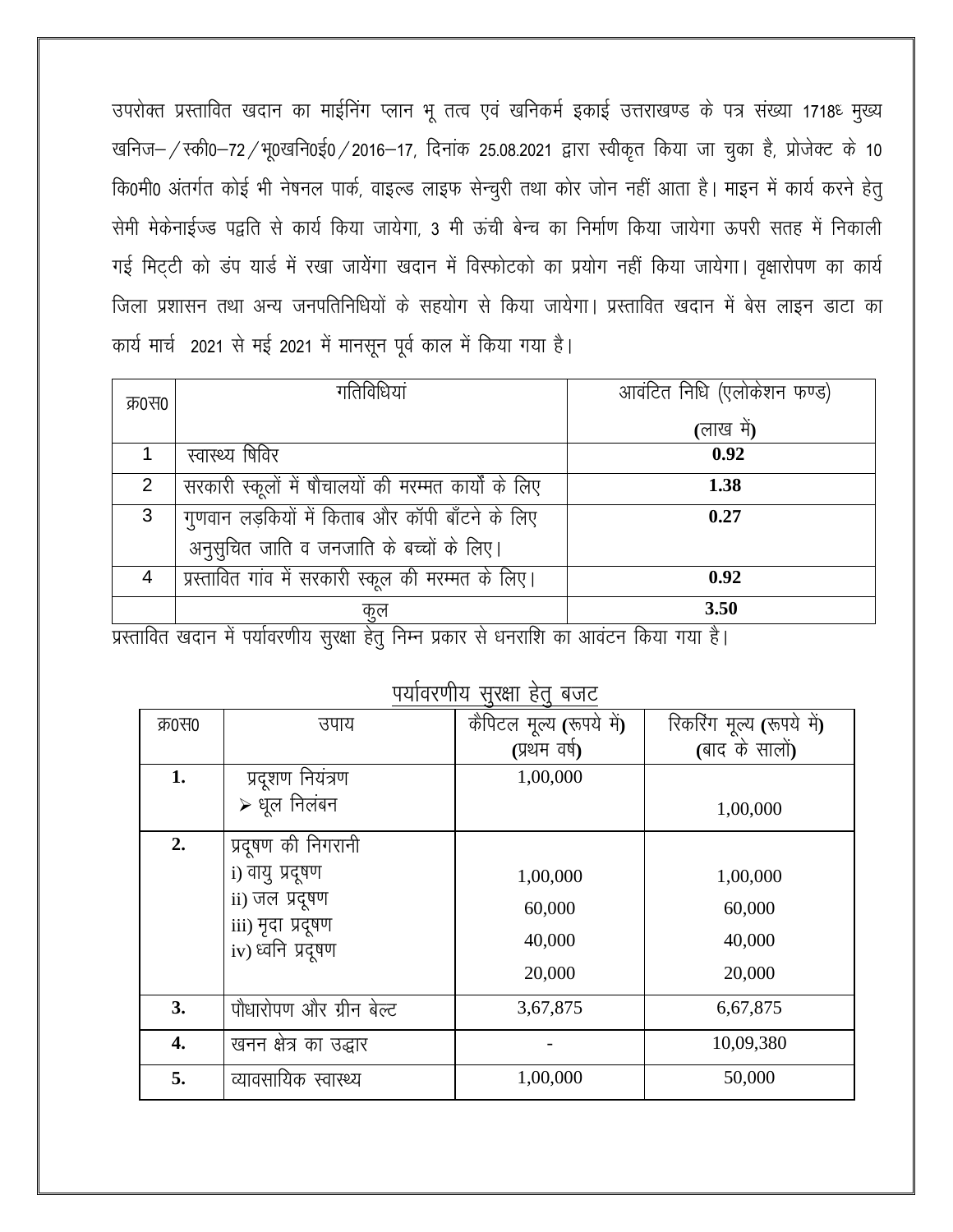उपरोक्त प्रस्तावित खदान का माईनिंग प्लान भू तत्व एवं खनिकर्म इकाई उत्तराखण्ड के पत्र संख्या 1718٤ मुख्य खनिज–/स्की0–72/भू0खनि0ई0/2016–17, दिनांक 25.08.2021 द्वारा स्वीकृत किया जा चुका है, प्रोजेक्ट के 10 कि0मी0 अंतर्गत कोई भी नेषनल पार्क, वाइल्ड लाइफ सेन्चुरी तथा कोर जोन नहीं आता है। माइन में कार्य करने हेतु सेमी मेकेनाईज्ड पद्वति से कार्य किया जायेगा, 3 मी ऊंची बेन्च का निर्माण किया जायेगा ऊपरी सतह में निकाली गई मिट्‌टी को डंप यार्ड में रखा जायेंगा खदान में विस्फोटको का प्रयोग नहीं किया जायेगा। वृक्षारोपण का कार्य जिला प्रशासन तथा अन्य जनपतिनिधियों के सहयोग से किया जायेगा। प्रस्तावित खदान में बेस लाइन डाटा का कार्य मार्च 2021 से मई 2021 में मानसून पूर्व काल में किया गया है।

| क्र0स0 | गतिविधियां | आवंटित निधि (एलोकेशन फण्ड) (लाख में) |
|---|---|---|
| 1 | स्वास्थ्य षिविर | **0.92** |
| 2 | सरकारी स्कूलों में षौचालयों की मरम्मत कार्यों के लिए | **1.38** |
| 3 | गुणवान लड़कियों में किताब और कॉपी बाँटने के लिए अनुसुचित जाति व जनजाति के बच्चों के लिए। | **0.27** |
| 4 | प्रस्तावित गांव में सरकारी स्कूल की मरम्मत के लिए। | **0.92** |
| | कुल | **3.50** |

प्रस्तावित खदान में पर्यावरणीय सुरक्षा हेतु निम्न प्रकार से धनराशि का आवंटन किया गया है।

<u>पर्यावरणीय सुरक्षा हेतु बजट</u>

| क्र0स0 | उपाय | कैपिटल मूल्य (रूपये में) (प्रथम वर्ष) | रिकरिंग मूल्य (रूपये में) (बाद के सालों) |
|---|---|---|---|
| **1.** | प्रदूशण नियंत्रण<br>➢ धूल निलंबन | 1,00,000 | 1,00,000 |
| **2.** | प्रदूषण की निगरानी<br>i) वायु प्रदूषण<br>ii) जल प्रदूषण<br>iii) मृदा प्रदूषण<br>iv) ध्वनि प्रदूषण | <br>1,00,000<br>60,000<br>40,000<br>20,000 | <br>1,00,000<br>60,000<br>40,000<br>20,000 |
| **3.** | पौधारोपण और ग्रीन बेल्ट | 3,67,875 | 6,67,875 |
| **4.** | खनन क्षेत्र का उद्धार | - | 10,09,380 |
| **5.** | व्यावसायिक स्वास्थ्य | 1,00,000 | 50,000 |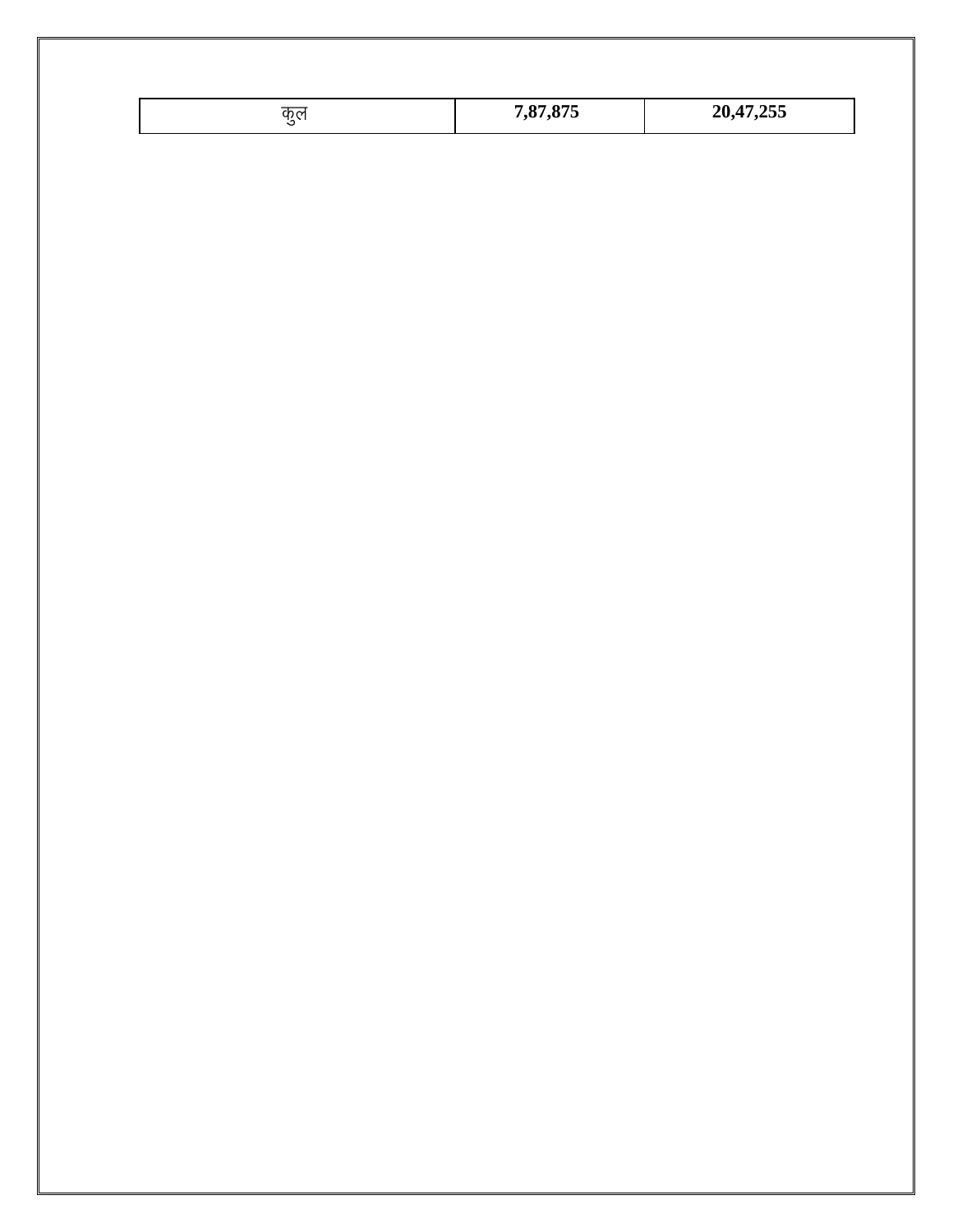| | | |
|---|---|---|
| कुल | **7,87,875** | **20,47,255** |